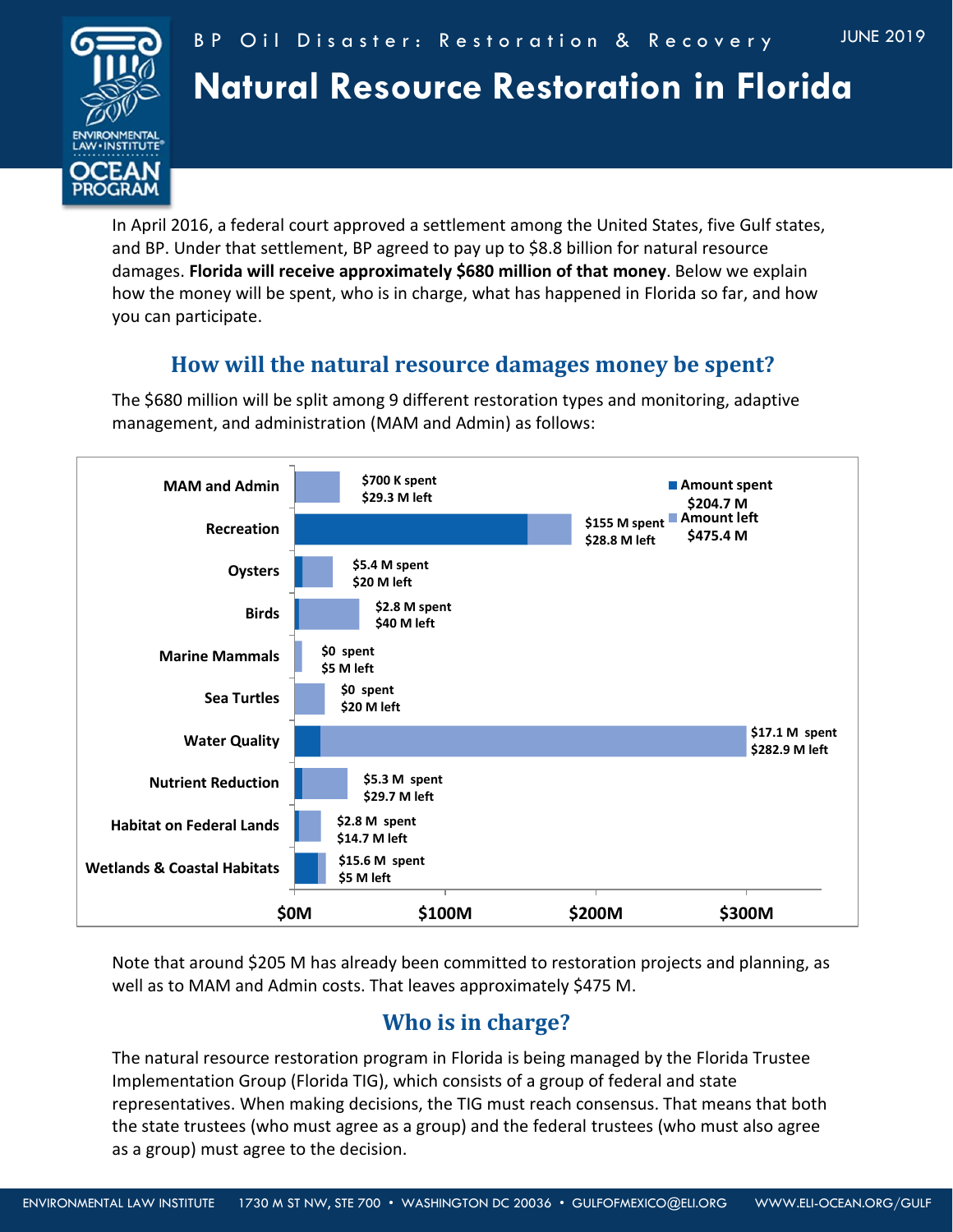BP Oil Disaster: Restoration & Recovery

JUNE 2019

# Natural Resource Restoration in Florida

In April 2016, a federal court approved a settlement among the United States, five Gulf states, and BP. Under that settlement, BP agreed to pay up to $8.8 billion for natural resource damages. **Florida will receive approximately $680 million of that money**. Below we explain how the money will be spent, who is in charge, what has happened in Florida so far, and how you can participate.

## How will the natural resource damages money be spent?

The $680 million will be split among 9 different restoration types and monitoring, adaptive management, and administration (MAM and Admin) as follows:

| Restoration Type | Amount spent | Amount left |
|---|---|---|
| MAM and Admin | $700 K spent | $29.3 M left |
| Recreation | $155 M spent | $28.8 M left |
| Oysters | $5.4 M spent | $20 M left |
| Birds | $2.8 M spent | $40 M left |
| Marine Mammals | $0 spent | $5 M left |
| Sea Turtles | $0 spent | $20 M left |
| Water Quality | $17.1 M spent | $282.9 M left |
| Nutrient Reduction | $5.3 M spent | $29.7 M left |
| Habitat on Federal Lands | $2.8 M spent | $14.7 M left |
| Wetlands & Coastal Habitats | $15.6 M spent | $5 M left |
| **Total** | **$204.7 M** | **$475.4 M** |

Note that around $205 M has already been committed to restoration projects and planning, as well as to MAM and Admin costs. That leaves approximately $475 M.

## Who is in charge?

The natural resource restoration program in Florida is being managed by the Florida Trustee Implementation Group (Florida TIG), which consists of a group of federal and state representatives. When making decisions, the TIG must reach consensus. That means that both the state trustees (who must agree as a group) and the federal trustees (who must also agree as a group) must agree to the decision.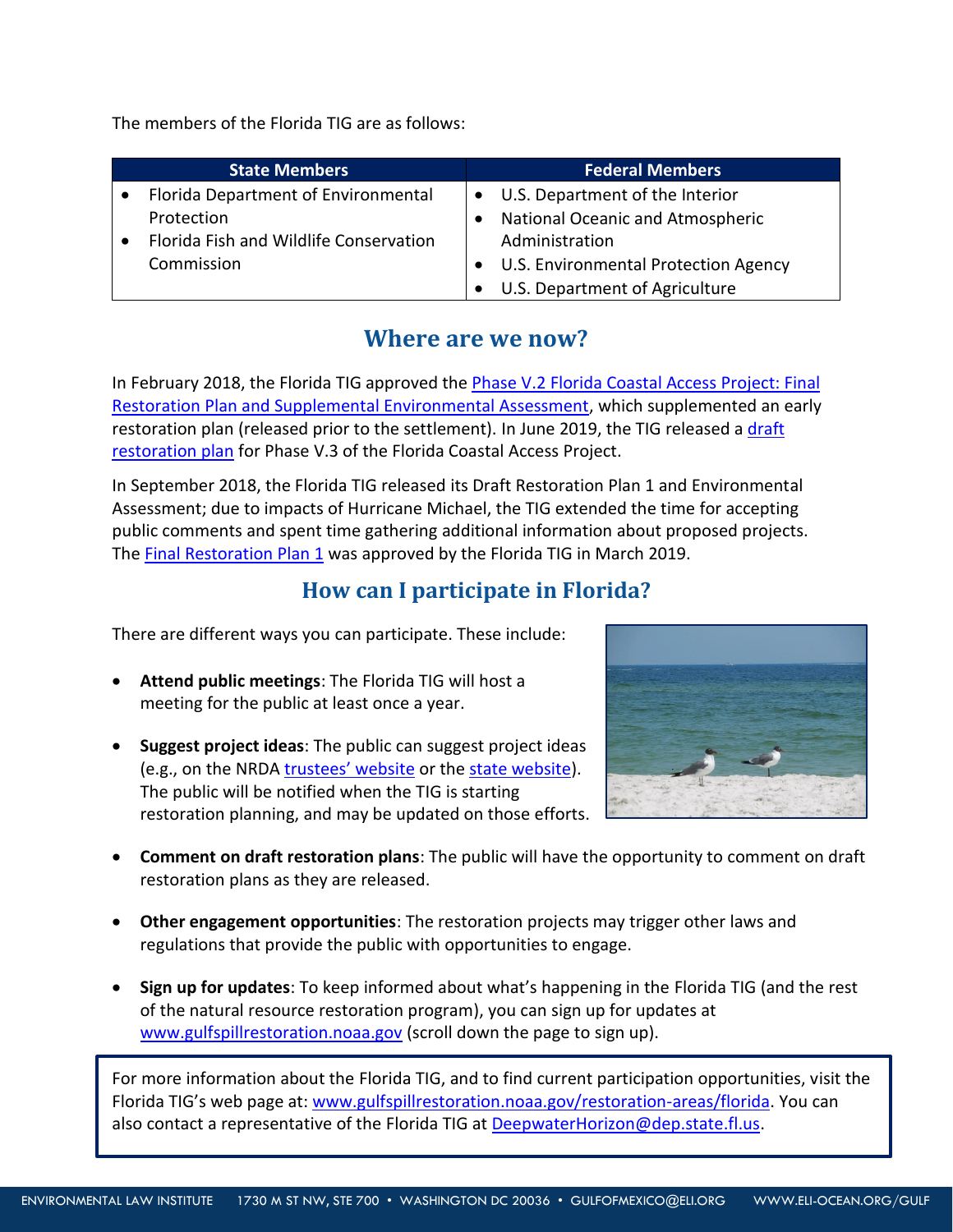The members of the Florida TIG are as follows:

| State Members | Federal Members |
| --- | --- |
| • Florida Department of Environmental Protection<br>• Florida Fish and Wildlife Conservation Commission | • U.S. Department of the Interior<br>• National Oceanic and Atmospheric Administration<br>• U.S. Environmental Protection Agency<br>• U.S. Department of Agriculture |

## Where are we now?

In February 2018, the Florida TIG approved the [Phase V.2 Florida Coastal Access Project: Final Restoration Plan and Supplemental Environmental Assessment](), which supplemented an early restoration plan (released prior to the settlement). In June 2019, the TIG released a [draft restoration plan]() for Phase V.3 of the Florida Coastal Access Project.

In September 2018, the Florida TIG released its Draft Restoration Plan 1 and Environmental Assessment; due to impacts of Hurricane Michael, the TIG extended the time for accepting public comments and spent time gathering additional information about proposed projects. The [Final Restoration Plan 1]() was approved by the Florida TIG in March 2019.

## How can I participate in Florida?

There are different ways you can participate. These include:

- **Attend public meetings**: The Florida TIG will host a meeting for the public at least once a year.
- **Suggest project ideas**: The public can suggest project ideas (e.g., on the NRDA [trustees' website]() or the [state website]()). The public will be notified when the TIG is starting restoration planning, and may be updated on those efforts.
- **Comment on draft restoration plans**: The public will have the opportunity to comment on draft restoration plans as they are released.
- **Other engagement opportunities**: The restoration projects may trigger other laws and regulations that provide the public with opportunities to engage.
- **Sign up for updates**: To keep informed about what's happening in the Florida TIG (and the rest of the natural resource restoration program), you can sign up for updates at [www.gulfspillrestoration.noaa.gov](www.gulfspillrestoration.noaa.gov) (scroll down the page to sign up).

For more information about the Florida TIG, and to find current participation opportunities, visit the Florida TIG's web page at: [www.gulfspillrestoration.noaa.gov/restoration-areas/florida](www.gulfspillrestoration.noaa.gov/restoration-areas/florida). You can also contact a representative of the Florida TIG at [DeepwaterHorizon@dep.state.fl.us](mailto:DeepwaterHorizon@dep.state.fl.us).